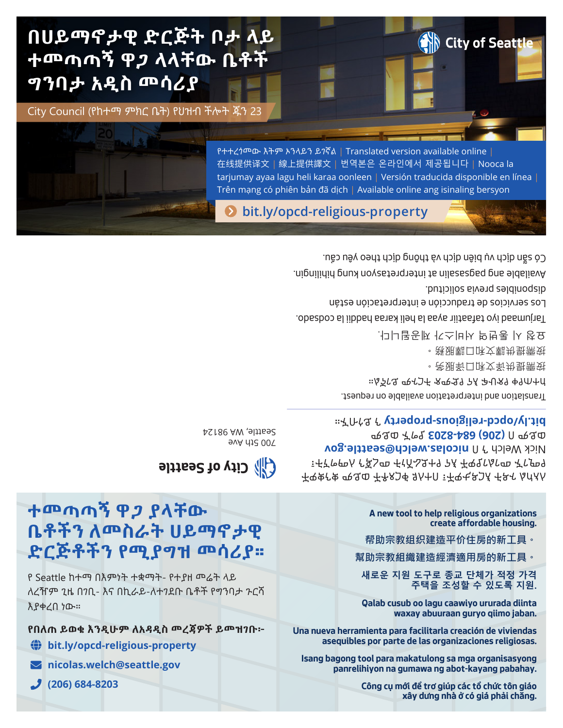# በሀይማኖታዊ ድርጅት በታ ላይ ተመጣጣኝ ዋጋ ላላቸው ቤቶች ግንባታ አዲስ መሳሪያ

City of Seattle

City Council (የከተማ ምክር ቤት) የህዝብ ችሎት ጁን 23

የተተረጎመው እትም ኦንላይን ይገኛል | Translated version available online | 在线提供译文 | 線上提供譯文 | 번역본은 온라인에서 제공됩니다 | Nooca la tarjumay ayaa lagu heli karaa oonleen | Versión traducida disponible en línea | Trên mạng có phiên bản đã dịch | Available online ang isinaling bersyon

bit.ly/opcd-religious-property

Translation and interpretation available on request.

የትርጉም እና የአስተርጓሚ አገልግሎት በጥያቄ ይገኛል።

按需提供译文和口译服务。

按需提供譯文和口譯服務。

요청 시 통역 및 번역 서비스가 제공됩니다.

Tarjumaad iyo tafsiir ayaa la heli karaa haddii la codsado.

Los servicios de traducción e interpretación están disponibles previa solicitud.

Available ang pagsasalin at interpretasyon kung hihilingin.

Có sẵn dịch vụ biên dịch và thông dịch theo yêu cầu.

ለአካል ጉዳተኞች የሚሆኑ መስተንግዶዎች: የአካል ጉዳተኛ ለሆኑ ሰዎች መስተንግዶዎች ይገኛሉ። Nick Welch ን በ nicolas.welch@seattle.gov ወይም በ (206) 684-8203 ያግኙ ወይም bit.ly/opcd-religious-property ን ይጎብኙ።

City of Seattle

700 5th Ave
Seattle, WA 98124

## ተመጣጣኝ ዋጋ ያላቸው ቤቶችን ለመስራት ሀይማኖታዊ ድርጅቶችን የሚያግዝ መሳሪያ።

የ Seattle ከተማ በእምነት ተቋማት- የተያዘ መሬት ላይ ለረዥም ጊዜ በገቢ- እና በኪራይ-ለተገደቡ ቤቶች የግንባታ ጉርሻ እያቀረበ ነው።

**የበለጠ ይወቁ እንዲሁም ለአዳዲስ መረጃዎች ይመዝገቡ፦**

- bit.ly/opcd-religious-property
- nicolas.welch@seattle.gov
- (206) 684-8203

**A new tool to help religious organizations create affordable housing.**

**帮助宗教组织建造平价住房的新工具。**

**幫助宗教組織建造經濟適用房的新工具。**

**새로운 지원 도구로 종교 단체가 적정 가격 주택을 조성할 수 있도록 지원.**

**Qalab cusub oo lagu caawiyo ururada diinta waxay abuuraan guryo qiimo jaban.**

**Una nueva herramienta para facilitarla creación de viviendas asequibles por parte de las organizaciones religiosas.**

**Isang bagong tool para makatulong sa mga organisasyong panrelihiyon na gumawa ng abot-kayang pabahay.**

**Công cụ mới để trợ giúp các tổ chức tôn giáo xây dựng nhà ở có giá phải chăng.**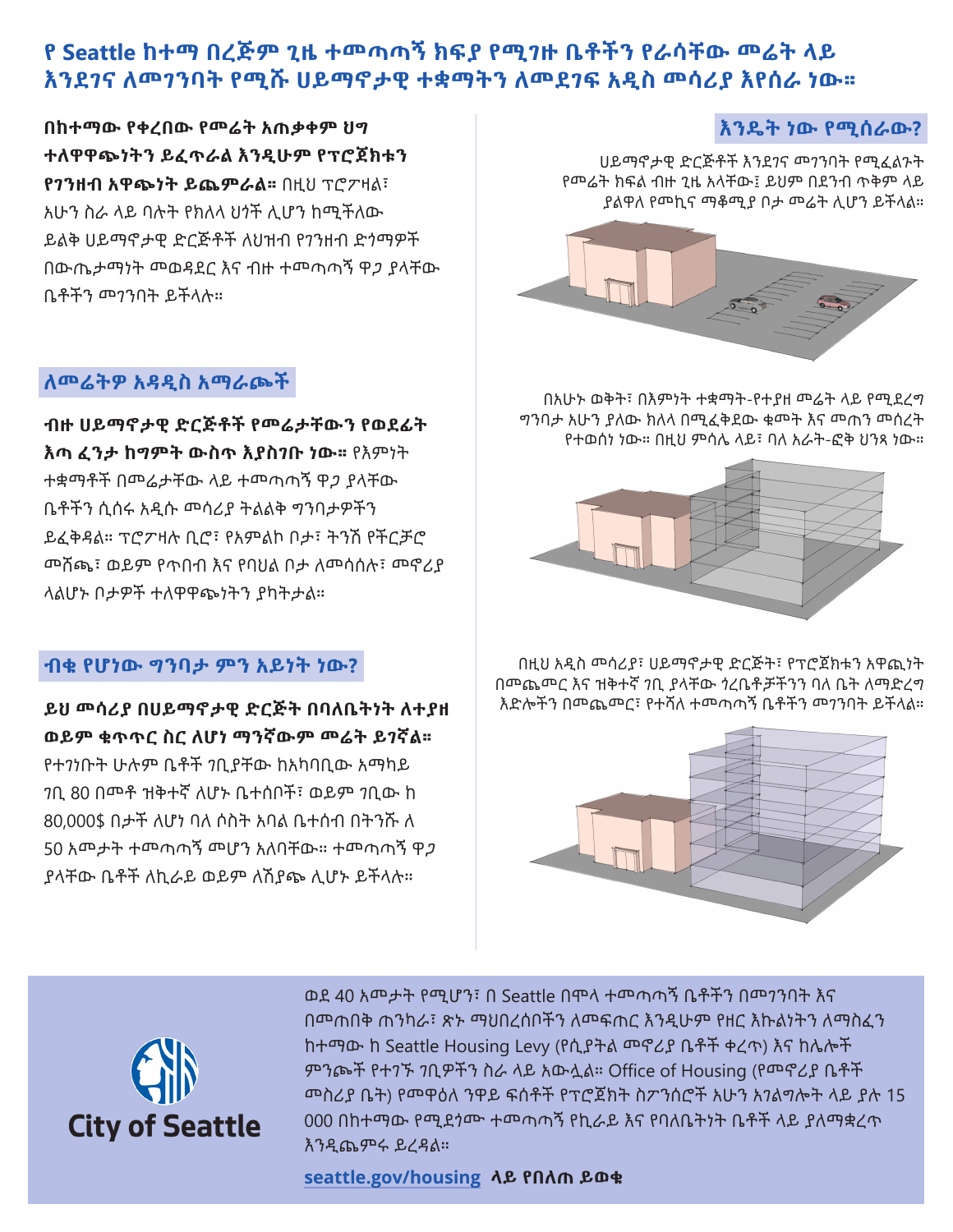# የ Seattle ከተማ በረጅም ጊዜ ተመጣጣኝ ክፍያ የሚገዙ ቤቶችን የራሳቸው መሬት ላይ እንደገና ለመገንባት የሚሹ ሀይማኖታዊ ተቋማትን ለመደገፍ አዲስ መሳሪያ እየሰራ ነው።

**በከተማው የቀረበው የመሬት አጠቃቀም ህግ ተለዋዋጭነትን ይፈጥራል እንዲሁም የፕሮጀክቱን የገንዘብ አዋጭነት ይጨምራል።** በዚህ ፕሮፖዛል፣ አሁን ስራ ላይ ባሉት የክለላ ህጎች ሊሆን ከሚችለው ይልቅ ሀይማኖታዊ ድርጅቶች ለህዝብ የገንዘብ ድጎማዎች በውጤታማነት መወዳደር እና ብዙ ተመጣጣኝ ዋጋ ያላቸው ቤቶችን መገንባት ይችላሉ።

## ለመሬትዎ አዳዲስ አማራጮች

**ብዙ ሀይማኖታዊ ድርጅቶች የመሬታቸውን የወደፊት እጣ ፈንታ ከግምት ውስጥ እያስገቡ ነው።** የእምነት ተቋማቶች በመሬታቸው ላይ ተመጣጣኝ ዋጋ ያላቸው ቤቶችን ሲሰሩ አዲሱ መሳሪያ ትልልቅ ግንባታዎችን ይፈቅዳል። ፕሮፖዛሉ ቢሮ፣ የአምልኮ ቦታ፣ ትንሽ የችርቻሮ መሸጫ፣ ወይም የጥበብ እና የባህል ቦታ ለመሳሰሉ፣ መኖሪያ ላልሆኑ ቦታዎች ተለዋዋጭነትን ያካትታል።

## ብቁ የሆነው ግንባታ ምን አይነት ነው?

**ይህ መሳሪያ በሀይማኖታዊ ድርጅት በባለቤትነት ለተያዘ ወይም ቁጥጥር ስር ለሆነ ማንኛውም መሬት ይገኛል።** የተገነቡት ሁሉም ቤቶች ገቢያቸው ከአካባቢው አማካይ ገቢ 80 በመቶ ዝቅተኛ ለሆኑ ቤተሰቦች፣ ወይም ገቢው ከ 80,000$ በታች ለሆነ ባለ ሶስት አባል ቤተሰብ በትንሹ ለ 50 አመታት ተመጣጣኝ መሆን አለባቸው። ተመጣጣኝ ዋጋ ያላቸው ቤቶች ለኪራይ ወይም ለሽያጭ ሊሆኑ ይችላሉ።

## እንዴት ነው የሚሰራው?

ሀይማኖታዊ ድርጅቶች እንደገና መገንባት የሚፈልጉት የመሬት ክፍል ብዙ ጊዜ አላቸው፤ ይህም በደንብ ጥቅም ላይ ያልዋለ የመኪና ማቆሚያ ቦታ መሬት ሊሆን ይችላል።

በአሁኑ ወቅት፣ በእምነት ተቋማት-የተያዘ መሬት ላይ የሚደረግ ግንባታ አሁን ያለው ክለላ በሚፈቅደው ቁመት እና መጠን መሰረት የተወሰነ ነው። በዚህ ምሳሌ ላይ፣ ባለ አራት-ፎቅ ህንጻ ነው።

በዚህ አዲስ መሳሪያ፣ ሀይማኖታዊ ድርጅት፣ የፕሮጀክቱን አዋጪነት በመጨመር እና ዝቅተኛ ገቢ ያላቸው ጎረቤቶቻችንን ባለ ቤት ለማድረግ እድሎችን በመጨመር፣ የተሻለ ተመጣጣኝ ቤቶችን መገንባት ይችላል።

City of Seattle

ወደ 40 አመታት የሚሆን፣ በ Seattle በሞላ ተመጣጣኝ ቤቶችን በመገንባት እና በመጠበቅ ጠንካራ፣ ጽኑ ማህበረሰቦችን ለመፍጠር እንዲሁም የዘር እኩልነትን ለማስፈን ከተማው ከ Seattle Housing Levy (የሲያትል መኖሪያ ቤቶች ቀረጥ) እና ከሌሎች ምንጮች የተገኙ ገቢዎችን ስራ ላይ አውሏል። Office of Housing (የመኖሪያ ቤቶች መስሪያ ቤት) የመዋዕለ ንዋይ ፍሰቶች የፕሮጀክት ስፖንሰሮች አሁን አገልግሎት ላይ ያሉ 15 000 በከተማው የሚደጎሙ ተመጣጣኝ የኪራይ እና የባለቤትነት ቤቶች ላይ ያለማቋረጥ እንዲጨምሩ ይረዳል።

**seattle.gov/housing ላይ የበለጠ ይወቁ**